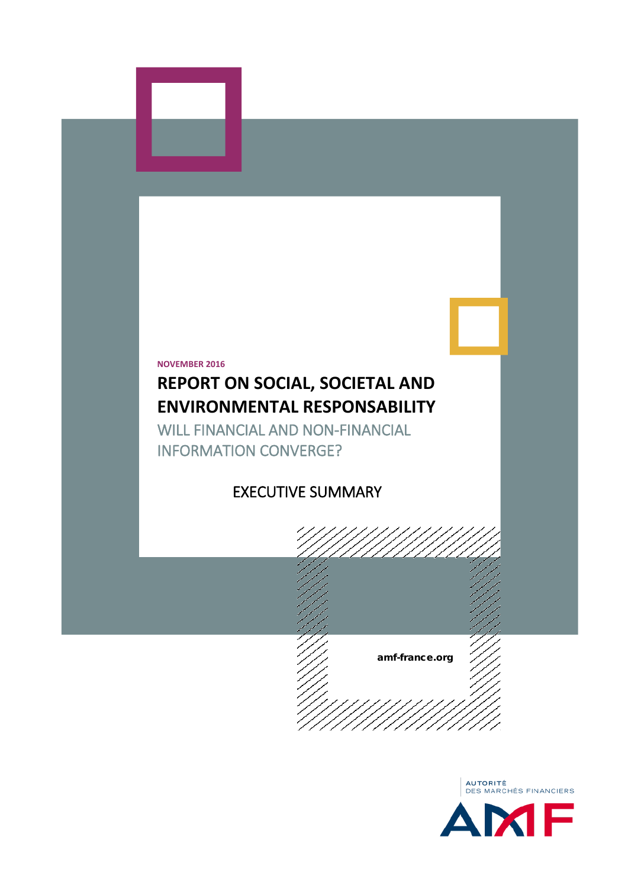NOVEMBER 2016

# REPORT ON SOCIAL, SOCIETAL AND ENVIRONMENTAL RESPONSABILITY

## WILL FINANCIAL AND NON-FINANCIAL INFORMATION CONVERGE?

EXECUTIVE SUMMARY

amf-france.org

AUTORITÉ DES MARCHÉS FINANCIERS

AMF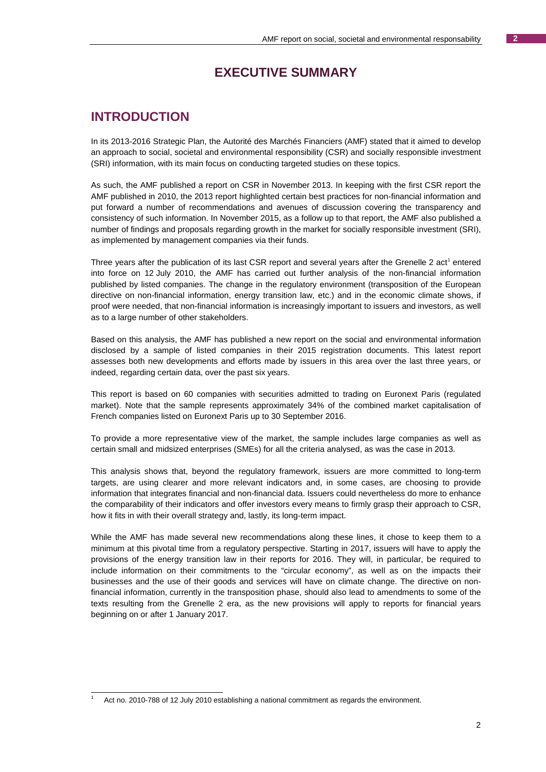# EXECUTIVE SUMMARY

## INTRODUCTION

In its 2013-2016 Strategic Plan, the Autorité des Marchés Financiers (AMF) stated that it aimed to develop an approach to social, societal and environmental responsibility (CSR) and socially responsible investment (SRI) information, with its main focus on conducting targeted studies on these topics.

As such, the AMF published a report on CSR in November 2013. In keeping with the first CSR report the AMF published in 2010, the 2013 report highlighted certain best practices for non-financial information and put forward a number of recommendations and avenues of discussion covering the transparency and consistency of such information. In November 2015, as a follow up to that report, the AMF also published a number of findings and proposals regarding growth in the market for socially responsible investment (SRI), as implemented by management companies via their funds.

Three years after the publication of its last CSR report and several years after the Grenelle 2 act[1] entered into force on 12 July 2010, the AMF has carried out further analysis of the non-financial information published by listed companies. The change in the regulatory environment (transposition of the European directive on non-financial information, energy transition law, etc.) and in the economic climate shows, if proof were needed, that non-financial information is increasingly important to issuers and investors, as well as to a large number of other stakeholders.

Based on this analysis, the AMF has published a new report on the social and environmental information disclosed by a sample of listed companies in their 2015 registration documents. This latest report assesses both new developments and efforts made by issuers in this area over the last three years, or indeed, regarding certain data, over the past six years.

This report is based on 60 companies with securities admitted to trading on Euronext Paris (regulated market). Note that the sample represents approximately 34% of the combined market capitalisation of French companies listed on Euronext Paris up to 30 September 2016.

To provide a more representative view of the market, the sample includes large companies as well as certain small and midsized enterprises (SMEs) for all the criteria analysed, as was the case in 2013.

This analysis shows that, beyond the regulatory framework, issuers are more committed to long-term targets, are using clearer and more relevant indicators and, in some cases, are choosing to provide information that integrates financial and non-financial data. Issuers could nevertheless do more to enhance the comparability of their indicators and offer investors every means to firmly grasp their approach to CSR, how it fits in with their overall strategy and, lastly, its long-term impact.

While the AMF has made several new recommendations along these lines, it chose to keep them to a minimum at this pivotal time from a regulatory perspective. Starting in 2017, issuers will have to apply the provisions of the energy transition law in their reports for 2016. They will, in particular, be required to include information on their commitments to the "circular economy", as well as on the impacts their businesses and the use of their goods and services will have on climate change. The directive on non-financial information, currently in the transposition phase, should also lead to amendments to some of the texts resulting from the Grenelle 2 era, as the new provisions will apply to reports for financial years beginning on or after 1 January 2017.

[1] Act no. 2010-788 of 12 July 2010 establishing a national commitment as regards the environment.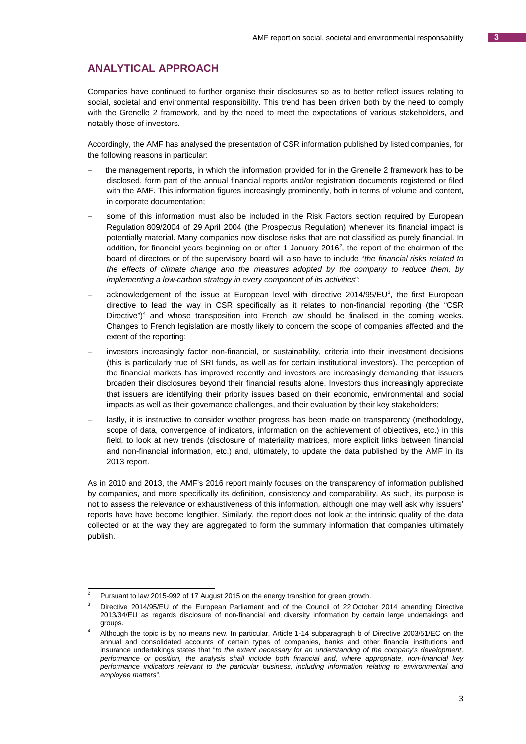## ANALYTICAL APPROACH

Companies have continued to further organise their disclosures so as to better reflect issues relating to social, societal and environmental responsibility. This trend has been driven both by the need to comply with the Grenelle 2 framework, and by the need to meet the expectations of various stakeholders, and notably those of investors.

Accordingly, the AMF has analysed the presentation of CSR information published by listed companies, for the following reasons in particular:

- the management reports, in which the information provided for in the Grenelle 2 framework has to be disclosed, form part of the annual financial reports and/or registration documents registered or filed with the AMF. This information figures increasingly prominently, both in terms of volume and content, in corporate documentation;
- some of this information must also be included in the Risk Factors section required by European Regulation 809/2004 of 29 April 2004 (the Prospectus Regulation) whenever its financial impact is potentially material. Many companies now disclose risks that are not classified as purely financial. In addition, for financial years beginning on or after 1 January 2016[2], the report of the chairman of the board of directors or of the supervisory board will also have to include "*the financial risks related to the effects of climate change and the measures adopted by the company to reduce them, by implementing a low-carbon strategy in every component of its activities*";
- acknowledgement of the issue at European level with directive 2014/95/EU[3], the first European directive to lead the way in CSR specifically as it relates to non-financial reporting (the "CSR Directive")[4] and whose transposition into French law should be finalised in the coming weeks. Changes to French legislation are mostly likely to concern the scope of companies affected and the extent of the reporting;
- investors increasingly factor non-financial, or sustainability, criteria into their investment decisions (this is particularly true of SRI funds, as well as for certain institutional investors). The perception of the financial markets has improved recently and investors are increasingly demanding that issuers broaden their disclosures beyond their financial results alone. Investors thus increasingly appreciate that issuers are identifying their priority issues based on their economic, environmental and social impacts as well as their governance challenges, and their evaluation by their key stakeholders;
- lastly, it is instructive to consider whether progress has been made on transparency (methodology, scope of data, convergence of indicators, information on the achievement of objectives, etc.) in this field, to look at new trends (disclosure of materiality matrices, more explicit links between financial and non-financial information, etc.) and, ultimately, to update the data published by the AMF in its 2013 report.

As in 2010 and 2013, the AMF's 2016 report mainly focuses on the transparency of information published by companies, and more specifically its definition, consistency and comparability. As such, its purpose is not to assess the relevance or exhaustiveness of this information, although one may well ask why issuers' reports have have become lengthier. Similarly, the report does not look at the intrinsic quality of the data collected or at the way they are aggregated to form the summary information that companies ultimately publish.

---

[2] Pursuant to law 2015-992 of 17 August 2015 on the energy transition for green growth.

[3] Directive 2014/95/EU of the European Parliament and of the Council of 22 October 2014 amending Directive 2013/34/EU as regards disclosure of non-financial and diversity information by certain large undertakings and groups.

[4] Although the topic is by no means new. In particular, Article 1-14 subparagraph b of Directive 2003/51/EC on the annual and consolidated accounts of certain types of companies, banks and other financial institutions and insurance undertakings states that "*to the extent necessary for an understanding of the company's development, performance or position, the analysis shall include both financial and, where appropriate, non-financial key performance indicators relevant to the particular business, including information relating to environmental and employee matters*".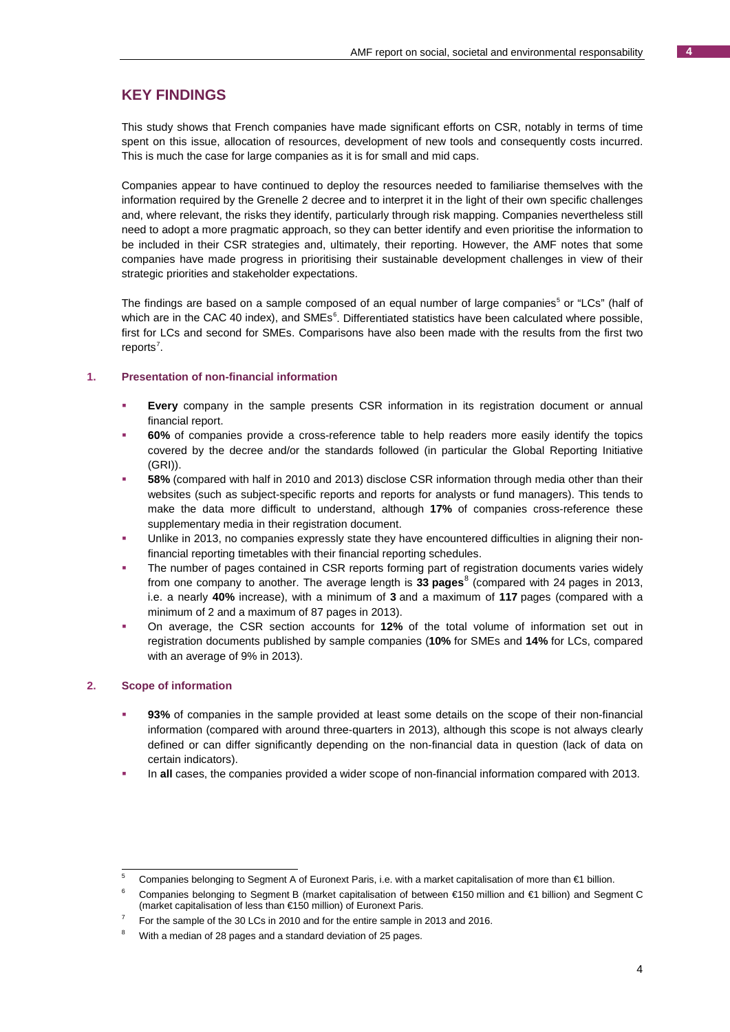## KEY FINDINGS

This study shows that French companies have made significant efforts on CSR, notably in terms of time spent on this issue, allocation of resources, development of new tools and consequently costs incurred. This is much the case for large companies as it is for small and mid caps.

Companies appear to have continued to deploy the resources needed to familiarise themselves with the information required by the Grenelle 2 decree and to interpret it in the light of their own specific challenges and, where relevant, the risks they identify, particularly through risk mapping. Companies nevertheless still need to adopt a more pragmatic approach, so they can better identify and even prioritise the information to be included in their CSR strategies and, ultimately, their reporting. However, the AMF notes that some companies have made progress in prioritising their sustainable development challenges in view of their strategic priorities and stakeholder expectations.

The findings are based on a sample composed of an equal number of large companies[5] or "LCs" (half of which are in the CAC 40 index), and SMEs[6]. Differentiated statistics have been calculated where possible, first for LCs and second for SMEs. Comparisons have also been made with the results from the first two reports[7].

### 1. Presentation of non-financial information

- **Every** company in the sample presents CSR information in its registration document or annual financial report.
- **60%** of companies provide a cross-reference table to help readers more easily identify the topics covered by the decree and/or the standards followed (in particular the Global Reporting Initiative (GRI)).
- **58%** (compared with half in 2010 and 2013) disclose CSR information through media other than their websites (such as subject-specific reports and reports for analysts or fund managers). This tends to make the data more difficult to understand, although **17%** of companies cross-reference these supplementary media in their registration document.
- Unlike in 2013, no companies expressly state they have encountered difficulties in aligning their non-financial reporting timetables with their financial reporting schedules.
- The number of pages contained in CSR reports forming part of registration documents varies widely from one company to another. The average length is **33 pages**[8] (compared with 24 pages in 2013, i.e. a nearly **40%** increase), with a minimum of **3** and a maximum of **117** pages (compared with a minimum of 2 and a maximum of 87 pages in 2013).
- On average, the CSR section accounts for **12%** of the total volume of information set out in registration documents published by sample companies (**10%** for SMEs and **14%** for LCs, compared with an average of 9% in 2013).

### 2. Scope of information

- **93%** of companies in the sample provided at least some details on the scope of their non-financial information (compared with around three-quarters in 2013), although this scope is not always clearly defined or can differ significantly depending on the non-financial data in question (lack of data on certain indicators).
- In **all** cases, the companies provided a wider scope of non-financial information compared with 2013.

---

[5] Companies belonging to Segment A of Euronext Paris, i.e. with a market capitalisation of more than €1 billion.

[6] Companies belonging to Segment B (market capitalisation of between €150 million and €1 billion) and Segment C (market capitalisation of less than €150 million) of Euronext Paris.

[7] For the sample of the 30 LCs in 2010 and for the entire sample in 2013 and 2016.

[8] With a median of 28 pages and a standard deviation of 25 pages.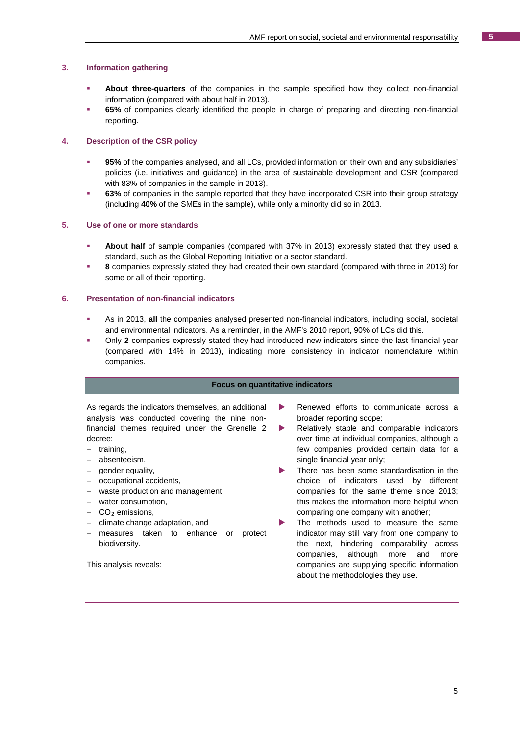## 3. Information gathering

- **About three-quarters** of the companies in the sample specified how they collect non-financial information (compared with about half in 2013).
- **65%** of companies clearly identified the people in charge of preparing and directing non-financial reporting.

## 4. Description of the CSR policy

- **95%** of the companies analysed, and all LCs, provided information on their own and any subsidiaries' policies (i.e. initiatives and guidance) in the area of sustainable development and CSR (compared with 83% of companies in the sample in 2013).
- **63%** of companies in the sample reported that they have incorporated CSR into their group strategy (including **40%** of the SMEs in the sample), while only a minority did so in 2013.

## 5. Use of one or more standards

- **About half** of sample companies (compared with 37% in 2013) expressly stated that they used a standard, such as the Global Reporting Initiative or a sector standard.
- **8** companies expressly stated they had created their own standard (compared with three in 2013) for some or all of their reporting.

## 6. Presentation of non-financial indicators

- As in 2013, **all** the companies analysed presented non-financial indicators, including social, societal and environmental indicators. As a reminder, in the AMF's 2010 report, 90% of LCs did this.
- Only **2** companies expressly stated they had introduced new indicators since the last financial year (compared with 14% in 2013), indicating more consistency in indicator nomenclature within companies.

### Focus on quantitative indicators

As regards the indicators themselves, an additional analysis was conducted covering the nine non-financial themes required under the Grenelle 2 decree:

- training,
- absenteeism,
- gender equality,
- occupational accidents,
- waste production and management,
- water consumption,
- $CO_2$ emissions,
- climate change adaptation, and
- measures taken to enhance or protect biodiversity.

This analysis reveals:

- Renewed efforts to communicate across a broader reporting scope;
- Relatively stable and comparable indicators over time at individual companies, although a few companies provided certain data for a single financial year only;
- There has been some standardisation in the choice of indicators used by different companies for the same theme since 2013; this makes the information more helpful when comparing one company with another;
- The methods used to measure the same indicator may still vary from one company to the next, hindering comparability across companies, although more and more companies are supplying specific information about the methodologies they use.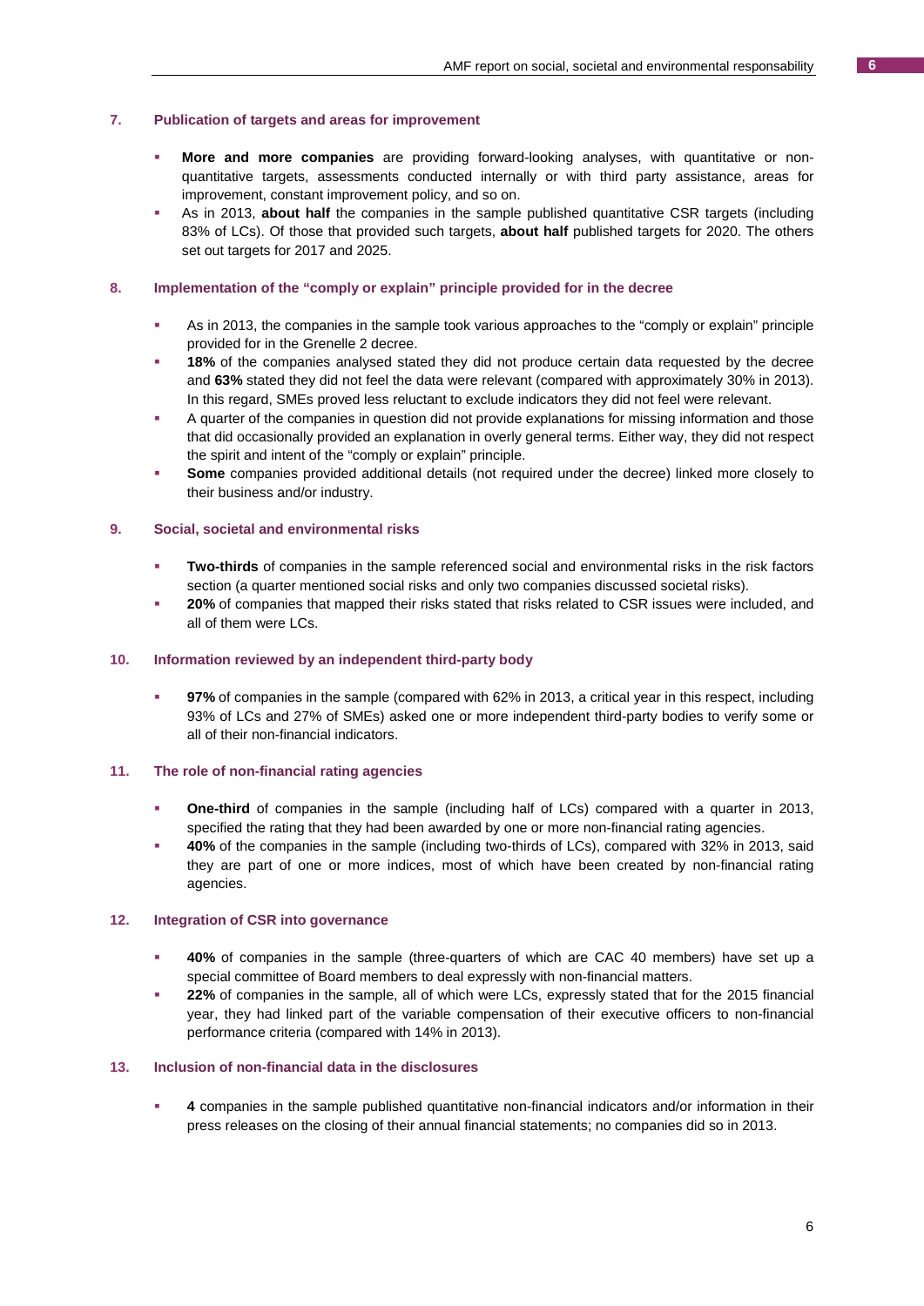## 7. Publication of targets and areas for improvement

- **More and more companies** are providing forward-looking analyses, with quantitative or non-quantitative targets, assessments conducted internally or with third party assistance, areas for improvement, constant improvement policy, and so on.
- As in 2013, **about half** the companies in the sample published quantitative CSR targets (including 83% of LCs). Of those that provided such targets, **about half** published targets for 2020. The others set out targets for 2017 and 2025.

## 8. Implementation of the "comply or explain" principle provided for in the decree

- As in 2013, the companies in the sample took various approaches to the "comply or explain" principle provided for in the Grenelle 2 decree.
- **18%** of the companies analysed stated they did not produce certain data requested by the decree and **63%** stated they did not feel the data were relevant (compared with approximately 30% in 2013). In this regard, SMEs proved less reluctant to exclude indicators they did not feel were relevant.
- A quarter of the companies in question did not provide explanations for missing information and those that did occasionally provided an explanation in overly general terms. Either way, they did not respect the spirit and intent of the "comply or explain" principle.
- **Some** companies provided additional details (not required under the decree) linked more closely to their business and/or industry.

## 9. Social, societal and environmental risks

- **Two-thirds** of companies in the sample referenced social and environmental risks in the risk factors section (a quarter mentioned social risks and only two companies discussed societal risks).
- **20%** of companies that mapped their risks stated that risks related to CSR issues were included, and all of them were LCs.

## 10. Information reviewed by an independent third-party body

- **97%** of companies in the sample (compared with 62% in 2013, a critical year in this respect, including 93% of LCs and 27% of SMEs) asked one or more independent third-party bodies to verify some or all of their non-financial indicators.

## 11. The role of non-financial rating agencies

- **One-third** of companies in the sample (including half of LCs) compared with a quarter in 2013, specified the rating that they had been awarded by one or more non-financial rating agencies.
- **40%** of the companies in the sample (including two-thirds of LCs), compared with 32% in 2013, said they are part of one or more indices, most of which have been created by non-financial rating agencies.

## 12. Integration of CSR into governance

- **40%** of companies in the sample (three-quarters of which are CAC 40 members) have set up a special committee of Board members to deal expressly with non-financial matters.
- **22%** of companies in the sample, all of which were LCs, expressly stated that for the 2015 financial year, they had linked part of the variable compensation of their executive officers to non-financial performance criteria (compared with 14% in 2013).

## 13. Inclusion of non-financial data in the disclosures

- **4** companies in the sample published quantitative non-financial indicators and/or information in their press releases on the closing of their annual financial statements; no companies did so in 2013.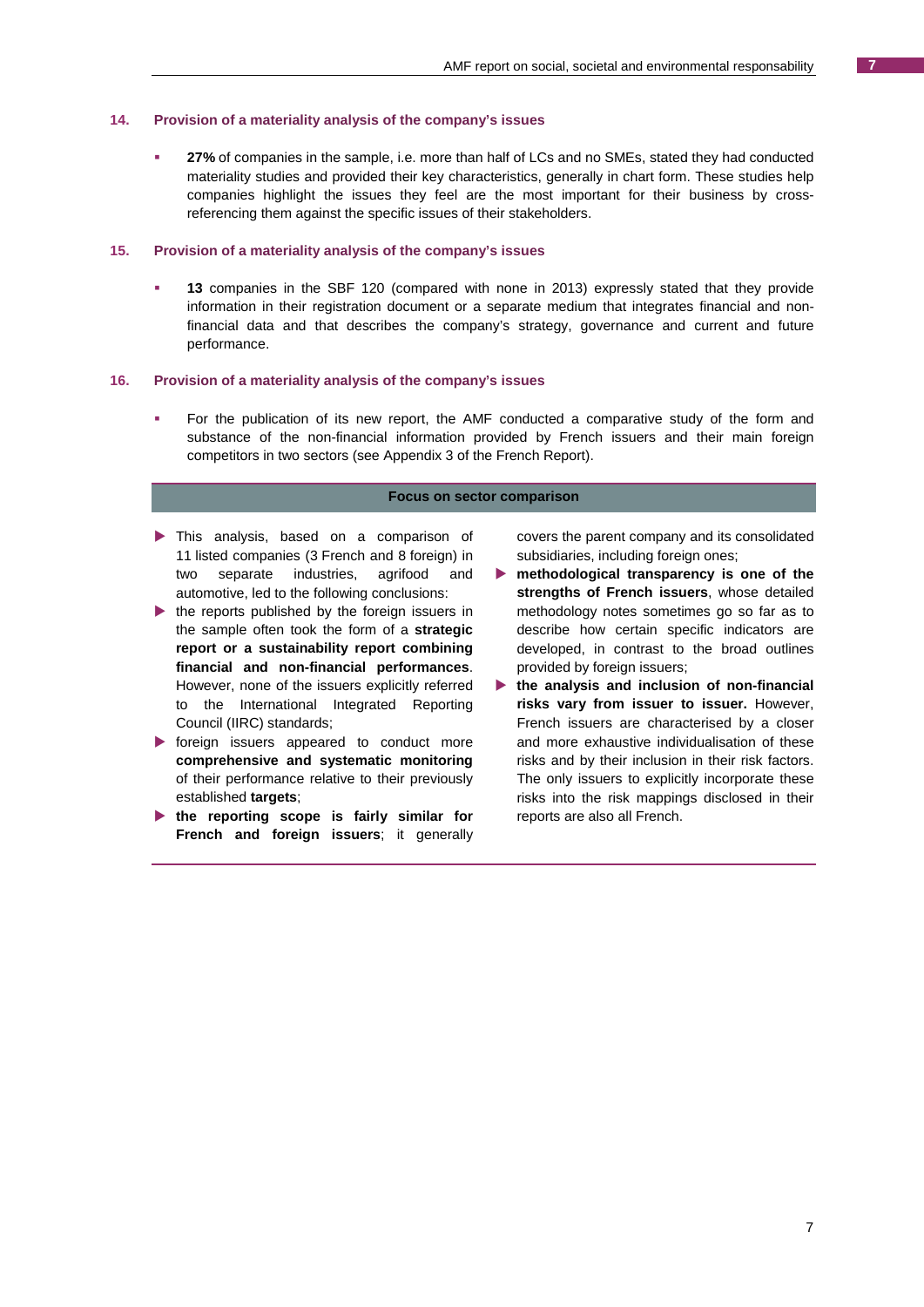## 14. Provision of a materiality analysis of the company's issues

- **27%** of companies in the sample, i.e. more than half of LCs and no SMEs, stated they had conducted materiality studies and provided their key characteristics, generally in chart form. These studies help companies highlight the issues they feel are the most important for their business by cross-referencing them against the specific issues of their stakeholders.

## 15. Provision of a materiality analysis of the company's issues

- **13** companies in the SBF 120 (compared with none in 2013) expressly stated that they provide information in their registration document or a separate medium that integrates financial and non-financial data and that describes the company's strategy, governance and current and future performance.

## 16. Provision of a materiality analysis of the company's issues

- For the publication of its new report, the AMF conducted a comparative study of the form and substance of the non-financial information provided by French issuers and their main foreign competitors in two sectors (see Appendix 3 of the French Report).

**Focus on sector comparison**

- This analysis, based on a comparison of 11 listed companies (3 French and 8 foreign) in two separate industries, agrifood and automotive, led to the following conclusions:
- the reports published by the foreign issuers in the sample often took the form of a **strategic report or a sustainability report combining financial and non-financial performances**. However, none of the issuers explicitly referred to the International Integrated Reporting Council (IIRC) standards;
- foreign issuers appeared to conduct more **comprehensive and systematic monitoring** of their performance relative to their previously established **targets**;
- **the reporting scope is fairly similar for French and foreign issuers**; it generally covers the parent company and its consolidated subsidiaries, including foreign ones;
- **methodological transparency is one of the strengths of French issuers**, whose detailed methodology notes sometimes go so far as to describe how certain specific indicators are developed, in contrast to the broad outlines provided by foreign issuers;
- **the analysis and inclusion of non-financial risks vary from issuer to issuer.** However, French issuers are characterised by a closer and more exhaustive individualisation of these risks and by their inclusion in their risk factors. The only issuers to explicitly incorporate these risks into the risk mappings disclosed in their reports are also all French.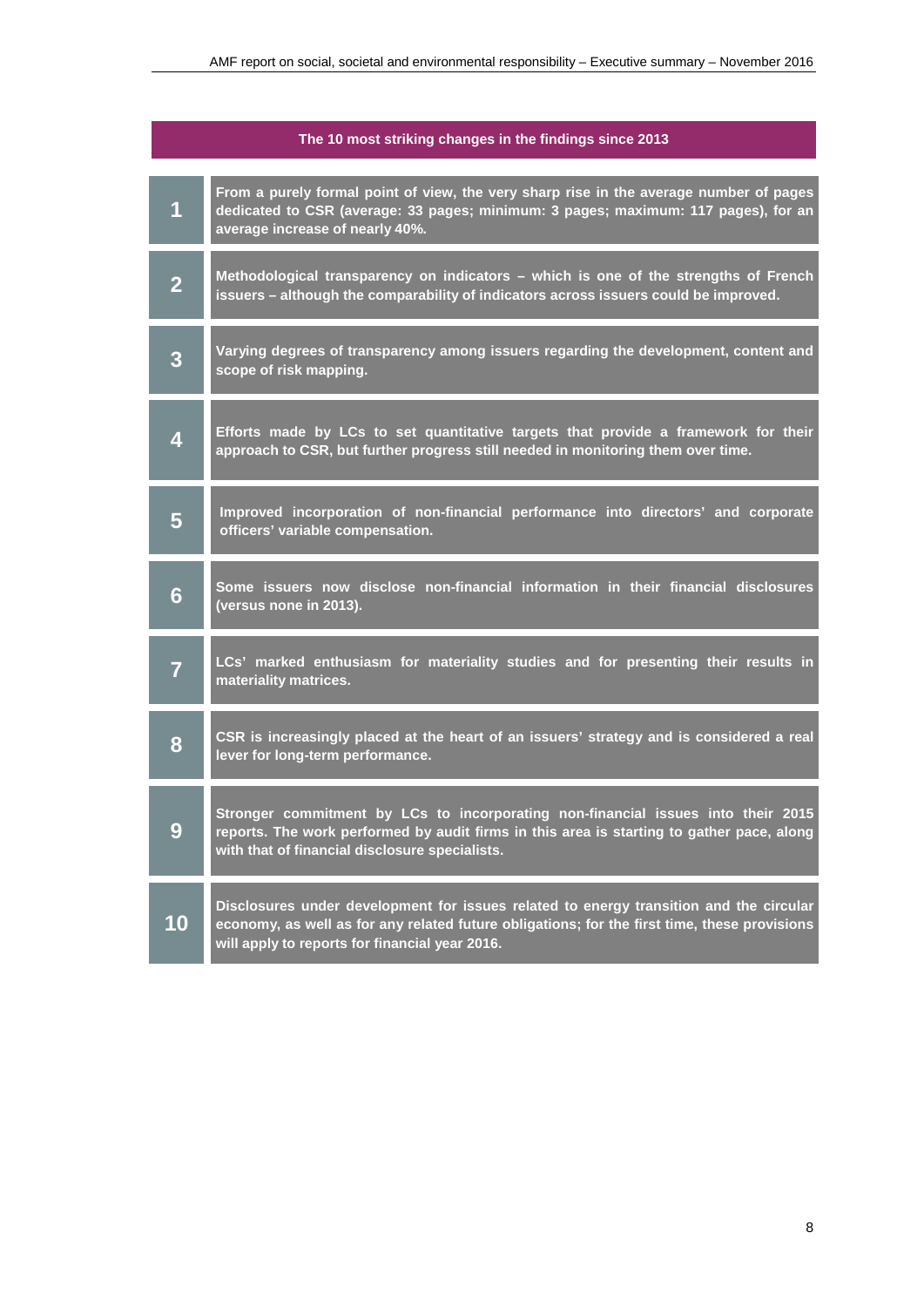## The 10 most striking changes in the findings since 2013

| | |
|---|---|
| **1** | **From a purely formal point of view, the very sharp rise in the average number of pages dedicated to CSR (average: 33 pages; minimum: 3 pages; maximum: 117 pages), for an average increase of nearly 40%.** |
| **2** | **Methodological transparency on indicators – which is one of the strengths of French issuers – although the comparability of indicators across issuers could be improved.** |
| **3** | **Varying degrees of transparency among issuers regarding the development, content and scope of risk mapping.** |
| **4** | **Efforts made by LCs to set quantitative targets that provide a framework for their approach to CSR, but further progress still needed in monitoring them over time.** |
| **5** | **Improved incorporation of non-financial performance into directors' and corporate officers' variable compensation.** |
| **6** | **Some issuers now disclose non-financial information in their financial disclosures (versus none in 2013).** |
| **7** | **LCs' marked enthusiasm for materiality studies and for presenting their results in materiality matrices.** |
| **8** | **CSR is increasingly placed at the heart of an issuers' strategy and is considered a real lever for long-term performance.** |
| **9** | **Stronger commitment by LCs to incorporating non-financial issues into their 2015 reports. The work performed by audit firms in this area is starting to gather pace, along with that of financial disclosure specialists.** |
| **10** | **Disclosures under development for issues related to energy transition and the circular economy, as well as for any related future obligations; for the first time, these provisions will apply to reports for financial year 2016.** |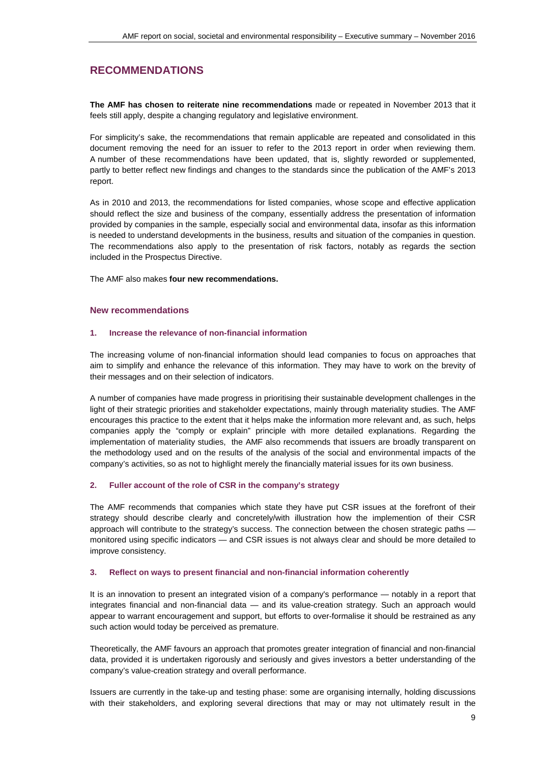## RECOMMENDATIONS

**The AMF has chosen to reiterate nine recommendations** made or repeated in November 2013 that it feels still apply, despite a changing regulatory and legislative environment.

For simplicity's sake, the recommendations that remain applicable are repeated and consolidated in this document removing the need for an issuer to refer to the 2013 report in order when reviewing them. A number of these recommendations have been updated, that is, slightly reworded or supplemented, partly to better reflect new findings and changes to the standards since the publication of the AMF's 2013 report.

As in 2010 and 2013, the recommendations for listed companies, whose scope and effective application should reflect the size and business of the company, essentially address the presentation of information provided by companies in the sample, especially social and environmental data, insofar as this information is needed to understand developments in the business, results and situation of the companies in question. The recommendations also apply to the presentation of risk factors, notably as regards the section included in the Prospectus Directive.

The AMF also makes **four new recommendations.**

### New recommendations

#### 1. Increase the relevance of non-financial information

The increasing volume of non-financial information should lead companies to focus on approaches that aim to simplify and enhance the relevance of this information. They may have to work on the brevity of their messages and on their selection of indicators.

A number of companies have made progress in prioritising their sustainable development challenges in the light of their strategic priorities and stakeholder expectations, mainly through materiality studies. The AMF encourages this practice to the extent that it helps make the information more relevant and, as such, helps companies apply the "comply or explain" principle with more detailed explanations. Regarding the implementation of materiality studies, the AMF also recommends that issuers are broadly transparent on the methodology used and on the results of the analysis of the social and environmental impacts of the company's activities, so as not to highlight merely the financially material issues for its own business.

#### 2. Fuller account of the role of CSR in the company's strategy

The AMF recommends that companies which state they have put CSR issues at the forefront of their strategy should describe clearly and concretely/with illustration how the implemention of their CSR approach will contribute to the strategy's success. The connection between the chosen strategic paths — monitored using specific indicators — and CSR issues is not always clear and should be more detailed to improve consistency.

#### 3. Reflect on ways to present financial and non-financial information coherently

It is an innovation to present an integrated vision of a company's performance — notably in a report that integrates financial and non-financial data — and its value-creation strategy. Such an approach would appear to warrant encouragement and support, but efforts to over-formalise it should be restrained as any such action would today be perceived as premature.

Theoretically, the AMF favours an approach that promotes greater integration of financial and non-financial data, provided it is undertaken rigorously and seriously and gives investors a better understanding of the company's value-creation strategy and overall performance.

Issuers are currently in the take-up and testing phase: some are organising internally, holding discussions with their stakeholders, and exploring several directions that may or may not ultimately result in the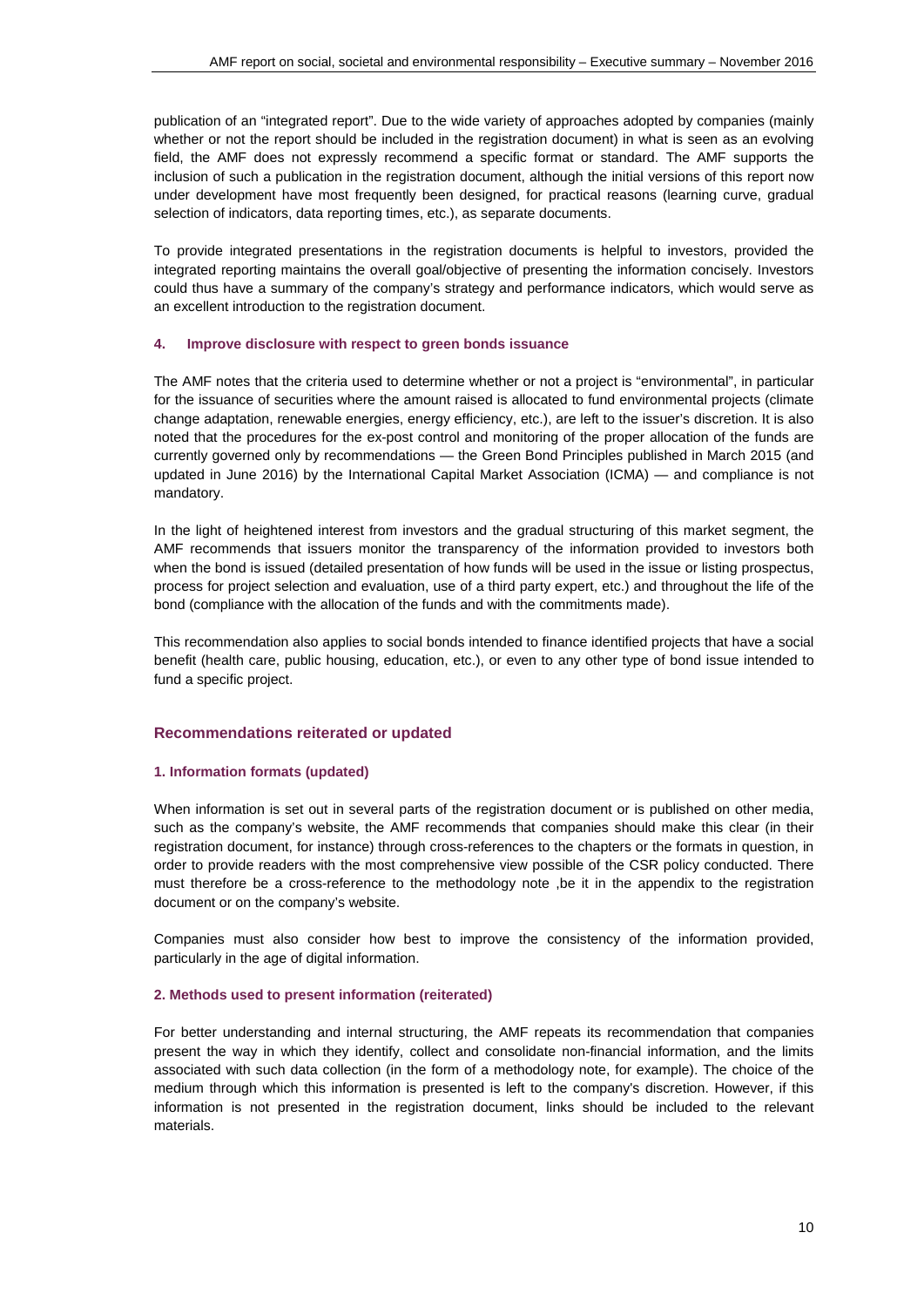publication of an "integrated report". Due to the wide variety of approaches adopted by companies (mainly whether or not the report should be included in the registration document) in what is seen as an evolving field, the AMF does not expressly recommend a specific format or standard. The AMF supports the inclusion of such a publication in the registration document, although the initial versions of this report now under development have most frequently been designed, for practical reasons (learning curve, gradual selection of indicators, data reporting times, etc.), as separate documents.

To provide integrated presentations in the registration documents is helpful to investors, provided the integrated reporting maintains the overall goal/objective of presenting the information concisely. Investors could thus have a summary of the company's strategy and performance indicators, which would serve as an excellent introduction to the registration document.

#### 4. Improve disclosure with respect to green bonds issuance

The AMF notes that the criteria used to determine whether or not a project is "environmental", in particular for the issuance of securities where the amount raised is allocated to fund environmental projects (climate change adaptation, renewable energies, energy efficiency, etc.), are left to the issuer's discretion. It is also noted that the procedures for the ex-post control and monitoring of the proper allocation of the funds are currently governed only by recommendations — the Green Bond Principles published in March 2015 (and updated in June 2016) by the International Capital Market Association (ICMA) — and compliance is not mandatory.

In the light of heightened interest from investors and the gradual structuring of this market segment, the AMF recommends that issuers monitor the transparency of the information provided to investors both when the bond is issued (detailed presentation of how funds will be used in the issue or listing prospectus, process for project selection and evaluation, use of a third party expert, etc.) and throughout the life of the bond (compliance with the allocation of the funds and with the commitments made).

This recommendation also applies to social bonds intended to finance identified projects that have a social benefit (health care, public housing, education, etc.), or even to any other type of bond issue intended to fund a specific project.

### Recommendations reiterated or updated

#### 1. Information formats (updated)

When information is set out in several parts of the registration document or is published on other media, such as the company's website, the AMF recommends that companies should make this clear (in their registration document, for instance) through cross-references to the chapters or the formats in question, in order to provide readers with the most comprehensive view possible of the CSR policy conducted. There must therefore be a cross-reference to the methodology note ,be it in the appendix to the registration document or on the company's website.

Companies must also consider how best to improve the consistency of the information provided, particularly in the age of digital information.

#### 2. Methods used to present information (reiterated)

For better understanding and internal structuring, the AMF repeats its recommendation that companies present the way in which they identify, collect and consolidate non-financial information, and the limits associated with such data collection (in the form of a methodology note, for example). The choice of the medium through which this information is presented is left to the company's discretion. However, if this information is not presented in the registration document, links should be included to the relevant materials.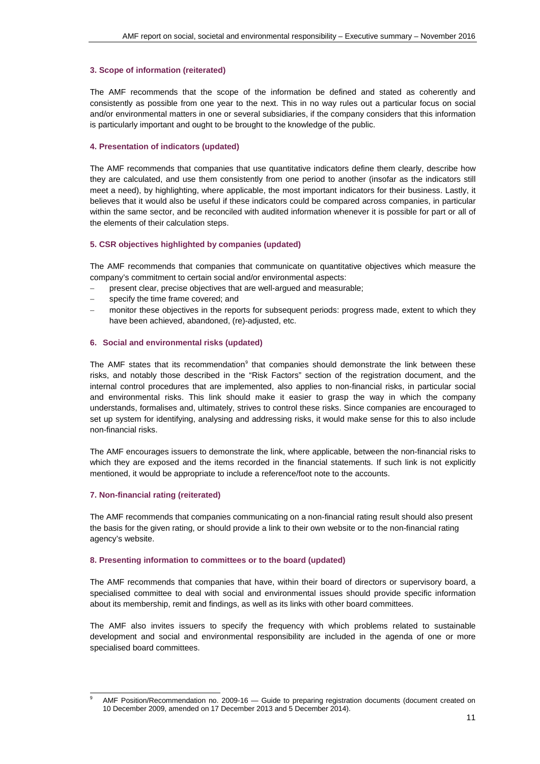### 3. Scope of information (reiterated)

The AMF recommends that the scope of the information be defined and stated as coherently and consistently as possible from one year to the next. This in no way rules out a particular focus on social and/or environmental matters in one or several subsidiaries, if the company considers that this information is particularly important and ought to be brought to the knowledge of the public.

### 4. Presentation of indicators (updated)

The AMF recommends that companies that use quantitative indicators define them clearly, describe how they are calculated, and use them consistently from one period to another (insofar as the indicators still meet a need), by highlighting, where applicable, the most important indicators for their business. Lastly, it believes that it would also be useful if these indicators could be compared across companies, in particular within the same sector, and be reconciled with audited information whenever it is possible for part or all of the elements of their calculation steps.

### 5. CSR objectives highlighted by companies (updated)

The AMF recommends that companies that communicate on quantitative objectives which measure the company's commitment to certain social and/or environmental aspects:

- present clear, precise objectives that are well-argued and measurable;
- specify the time frame covered; and
- monitor these objectives in the reports for subsequent periods: progress made, extent to which they have been achieved, abandoned, (re)-adjusted, etc.

### 6. Social and environmental risks (updated)

The AMF states that its recommendation[9] that companies should demonstrate the link between these risks, and notably those described in the "Risk Factors" section of the registration document, and the internal control procedures that are implemented, also applies to non-financial risks, in particular social and environmental risks. This link should make it easier to grasp the way in which the company understands, formalises and, ultimately, strives to control these risks. Since companies are encouraged to set up system for identifying, analysing and addressing risks, it would make sense for this to also include non-financial risks.

The AMF encourages issuers to demonstrate the link, where applicable, between the non-financial risks to which they are exposed and the items recorded in the financial statements. If such link is not explicitly mentioned, it would be appropriate to include a reference/foot note to the accounts.

### 7. Non-financial rating (reiterated)

The AMF recommends that companies communicating on a non-financial rating result should also present the basis for the given rating, or should provide a link to their own website or to the non-financial rating agency's website.

### 8. Presenting information to committees or to the board (updated)

The AMF recommends that companies that have, within their board of directors or supervisory board, a specialised committee to deal with social and environmental issues should provide specific information about its membership, remit and findings, as well as its links with other board committees.

The AMF also invites issuers to specify the frequency with which problems related to sustainable development and social and environmental responsibility are included in the agenda of one or more specialised board committees.

---

[9] AMF Position/Recommendation no. 2009-16 — Guide to preparing registration documents (document created on 10 December 2009, amended on 17 December 2013 and 5 December 2014).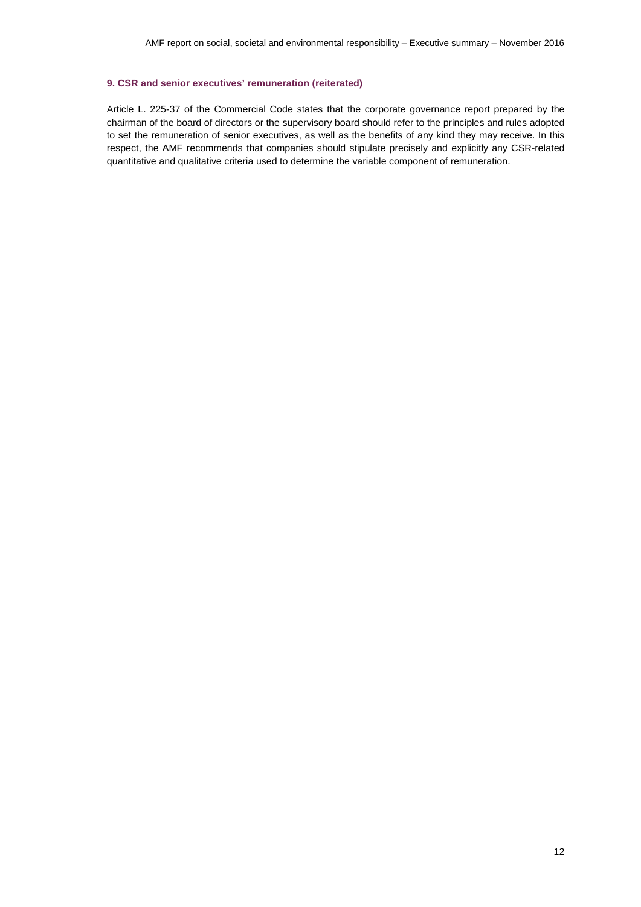### 9. CSR and senior executives' remuneration (reiterated)

Article L. 225-37 of the Commercial Code states that the corporate governance report prepared by the chairman of the board of directors or the supervisory board should refer to the principles and rules adopted to set the remuneration of senior executives, as well as the benefits of any kind they may receive. In this respect, the AMF recommends that companies should stipulate precisely and explicitly any CSR-related quantitative and qualitative criteria used to determine the variable component of remuneration.